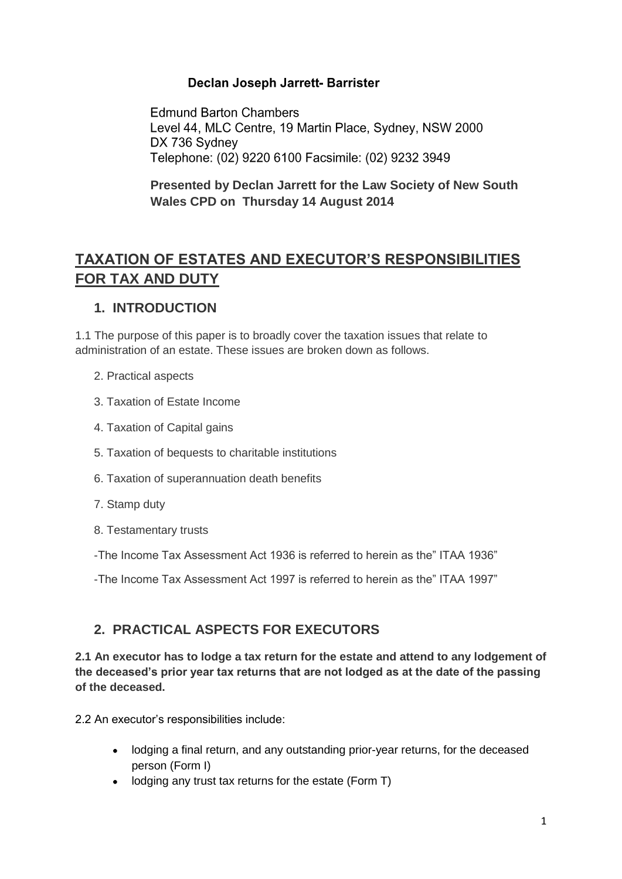**Declan Joseph Jarrett- Barrister**

Edmund Barton Chambers
Level 44, MLC Centre, 19 Martin Place, Sydney, NSW 2000
DX 736 Sydney
Telephone: (02) 9220 6100 Facsimile: (02) 9232 3949

**Presented by Declan Jarrett for the Law Society of New South Wales CPD on Thursday 14 August 2014**

# TAXATION OF ESTATES AND EXECUTOR'S RESPONSIBILITIES FOR TAX AND DUTY

## 1. INTRODUCTION

1.1 The purpose of this paper is to broadly cover the taxation issues that relate to administration of an estate. These issues are broken down as follows.

2. Practical aspects

3. Taxation of Estate Income

4. Taxation of Capital gains

5. Taxation of bequests to charitable institutions

6. Taxation of superannuation death benefits

7. Stamp duty

8. Testamentary trusts

-The Income Tax Assessment Act 1936 is referred to herein as the" ITAA 1936"

-The Income Tax Assessment Act 1997 is referred to herein as the" ITAA 1997"

## 2. PRACTICAL ASPECTS FOR EXECUTORS

**2.1 An executor has to lodge a tax return for the estate and attend to any lodgement of the deceased's prior year tax returns that are not lodged as at the date of the passing of the deceased.**

2.2 An executor's responsibilities include:

- lodging a final return, and any outstanding prior-year returns, for the deceased person (Form I)
- lodging any trust tax returns for the estate (Form T)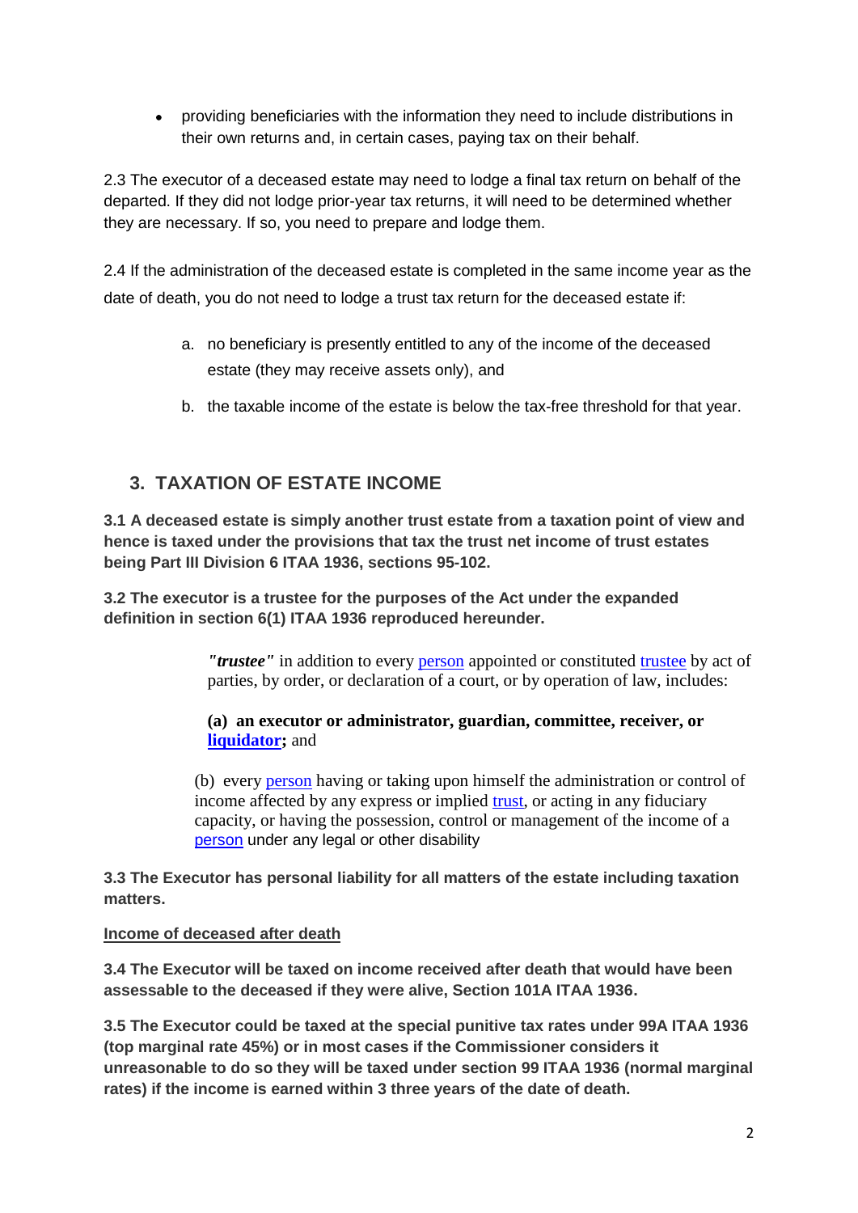- providing beneficiaries with the information they need to include distributions in their own returns and, in certain cases, paying tax on their behalf.

2.3 The executor of a deceased estate may need to lodge a final tax return on behalf of the departed. If they did not lodge prior-year tax returns, it will need to be determined whether they are necessary. If so, you need to prepare and lodge them.

2.4 If the administration of the deceased estate is completed in the same income year as the date of death, you do not need to lodge a trust tax return for the deceased estate if:

a. no beneficiary is presently entitled to any of the income of the deceased estate (they may receive assets only), and

b. the taxable income of the estate is below the tax-free threshold for that year.

## 3. TAXATION OF ESTATE INCOME

**3.1 A deceased estate is simply another trust estate from a taxation point of view and hence is taxed under the provisions that tax the trust net income of trust estates being Part III Division 6 ITAA 1936, sections 95-102.**

**3.2 The executor is a trustee for the purposes of the Act under the expanded definition in section 6(1) ITAA 1936 reproduced hereunder.**

> ***"trustee"*** in addition to every person appointed or constituted trustee by act of parties, by order, or declaration of a court, or by operation of law, includes:
>
> **(a) an executor or administrator, guardian, committee, receiver, or liquidator;** and
>
> (b) every person having or taking upon himself the administration or control of income affected by any express or implied trust, or acting in any fiduciary capacity, or having the possession, control or management of the income of a person under any legal or other disability

**3.3 The Executor has personal liability for all matters of the estate including taxation matters.**

<u>Income of deceased after death</u>

**3.4 The Executor will be taxed on income received after death that would have been assessable to the deceased if they were alive, Section 101A ITAA 1936.**

**3.5 The Executor could be taxed at the special punitive tax rates under 99A ITAA 1936 (top marginal rate 45%) or in most cases if the Commissioner considers it unreasonable to do so they will be taxed under section 99 ITAA 1936 (normal marginal rates) if the income is earned within 3 three years of the date of death.**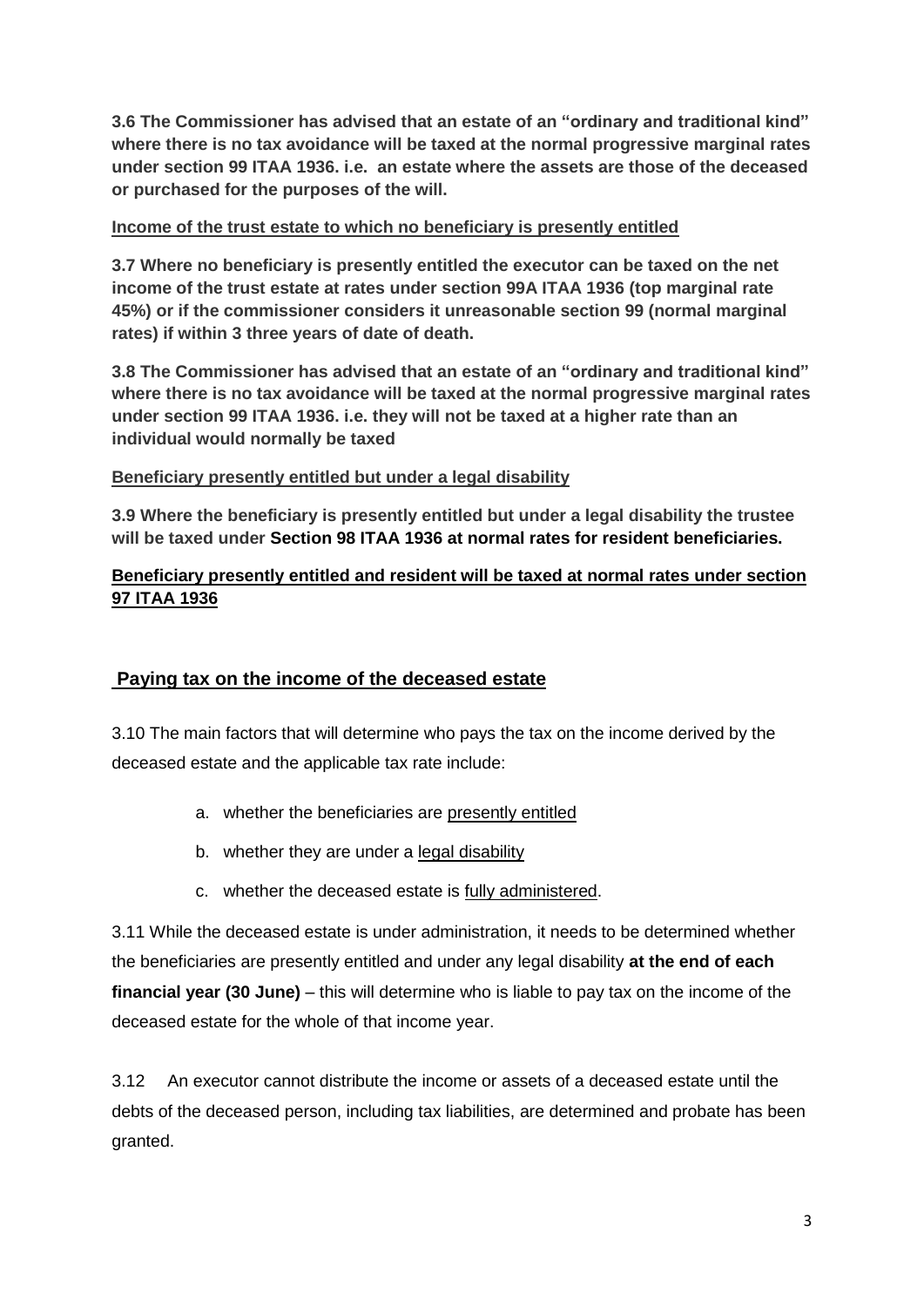**3.6 The Commissioner has advised that an estate of an "ordinary and traditional kind" where there is no tax avoidance will be taxed at the normal progressive marginal rates under section 99 ITAA 1936. i.e. an estate where the assets are those of the deceased or purchased for the purposes of the will.**

**Income of the trust estate to which no beneficiary is presently entitled**

**3.7 Where no beneficiary is presently entitled the executor can be taxed on the net income of the trust estate at rates under section 99A ITAA 1936 (top marginal rate 45%) or if the commissioner considers it unreasonable section 99 (normal marginal rates) if within 3 three years of date of death.**

**3.8 The Commissioner has advised that an estate of an "ordinary and traditional kind" where there is no tax avoidance will be taxed at the normal progressive marginal rates under section 99 ITAA 1936. i.e. they will not be taxed at a higher rate than an individual would normally be taxed**

**Beneficiary presently entitled but under a legal disability**

**3.9 Where the beneficiary is presently entitled but under a legal disability the trustee will be taxed under Section 98 ITAA 1936 at normal rates for resident beneficiaries.**

**Beneficiary presently entitled and resident will be taxed at normal rates under section 97 ITAA 1936**

## Paying tax on the income of the deceased estate

3.10 The main factors that will determine who pays the tax on the income derived by the deceased estate and the applicable tax rate include:

a. whether the beneficiaries are presently entitled
b. whether they are under a legal disability
c. whether the deceased estate is fully administered.

3.11 While the deceased estate is under administration, it needs to be determined whether the beneficiaries are presently entitled and under any legal disability **at the end of each financial year (30 June)** – this will determine who is liable to pay tax on the income of the deceased estate for the whole of that income year.

3.12 An executor cannot distribute the income or assets of a deceased estate until the debts of the deceased person, including tax liabilities, are determined and probate has been granted.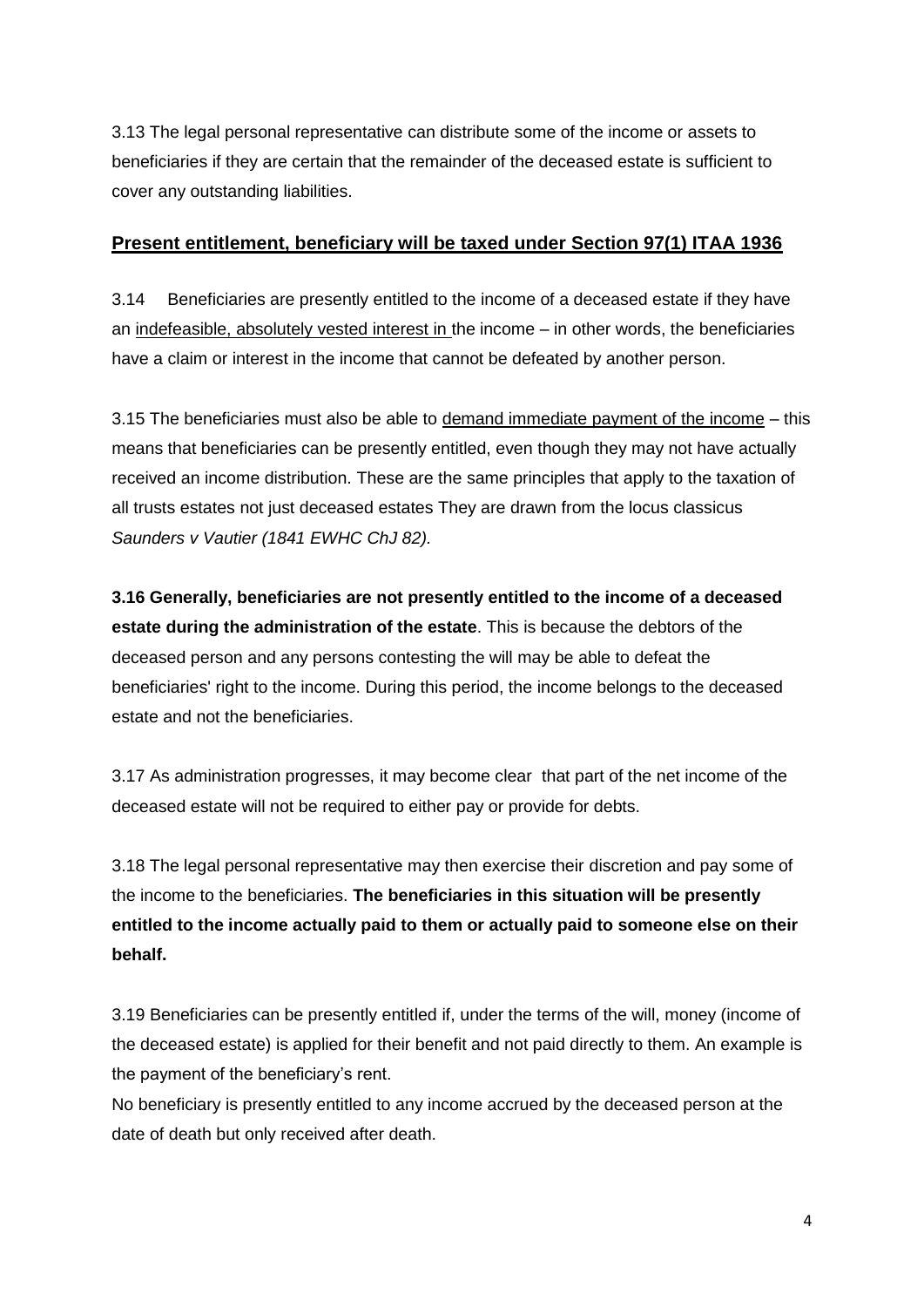3.13 The legal personal representative can distribute some of the income or assets to beneficiaries if they are certain that the remainder of the deceased estate is sufficient to cover any outstanding liabilities.

## Present entitlement, beneficiary will be taxed under Section 97(1) ITAA 1936

3.14 Beneficiaries are presently entitled to the income of a deceased estate if they have an indefeasible, absolutely vested interest in the income – in other words, the beneficiaries have a claim or interest in the income that cannot be defeated by another person.

3.15 The beneficiaries must also be able to demand immediate payment of the income – this means that beneficiaries can be presently entitled, even though they may not have actually received an income distribution. These are the same principles that apply to the taxation of all trusts estates not just deceased estates They are drawn from the locus classicus *Saunders v Vautier (1841 EWHC ChJ 82).*

**3.16 Generally, beneficiaries are not presently entitled to the income of a deceased estate during the administration of the estate**. This is because the debtors of the deceased person and any persons contesting the will may be able to defeat the beneficiaries' right to the income. During this period, the income belongs to the deceased estate and not the beneficiaries.

3.17 As administration progresses, it may become clear that part of the net income of the deceased estate will not be required to either pay or provide for debts.

3.18 The legal personal representative may then exercise their discretion and pay some of the income to the beneficiaries. **The beneficiaries in this situation will be presently entitled to the income actually paid to them or actually paid to someone else on their behalf.**

3.19 Beneficiaries can be presently entitled if, under the terms of the will, money (income of the deceased estate) is applied for their benefit and not paid directly to them. An example is the payment of the beneficiary's rent.
No beneficiary is presently entitled to any income accrued by the deceased person at the date of death but only received after death.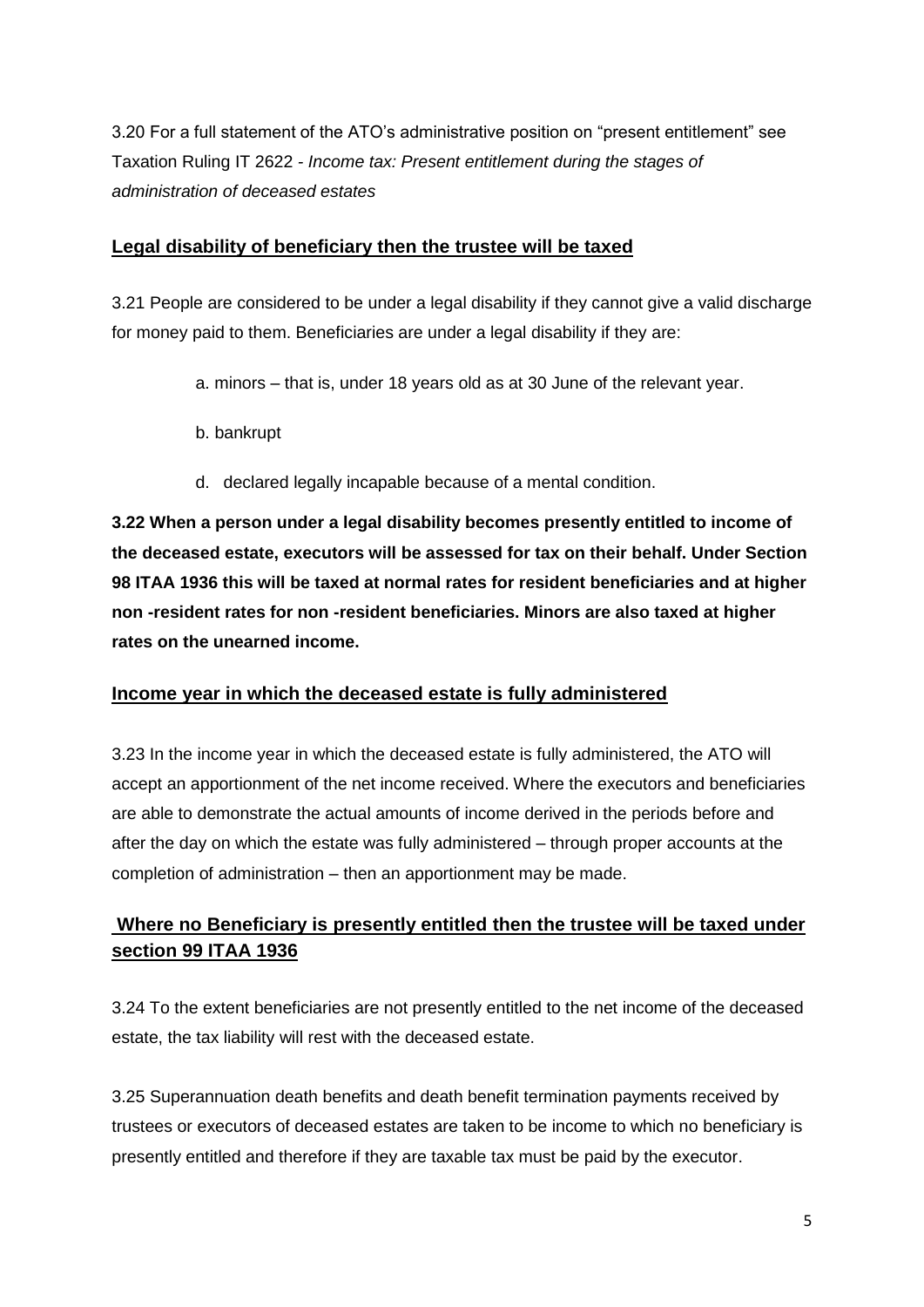3.20 For a full statement of the ATO's administrative position on "present entitlement" see Taxation Ruling IT 2622 - *Income tax: Present entitlement during the stages of administration of deceased estates*

## Legal disability of beneficiary then the trustee will be taxed

3.21 People are considered to be under a legal disability if they cannot give a valid discharge for money paid to them. Beneficiaries are under a legal disability if they are:

a. minors – that is, under 18 years old as at 30 June of the relevant year.

b. bankrupt

d. declared legally incapable because of a mental condition.

**3.22 When a person under a legal disability becomes presently entitled to income of the deceased estate, executors will be assessed for tax on their behalf. Under Section 98 ITAA 1936 this will be taxed at normal rates for resident beneficiaries and at higher non -resident rates for non -resident beneficiaries. Minors are also taxed at higher rates on the unearned income.**

## Income year in which the deceased estate is fully administered

3.23 In the income year in which the deceased estate is fully administered, the ATO will accept an apportionment of the net income received. Where the executors and beneficiaries are able to demonstrate the actual amounts of income derived in the periods before and after the day on which the estate was fully administered – through proper accounts at the completion of administration – then an apportionment may be made.

## Where no Beneficiary is presently entitled then the trustee will be taxed under section 99 ITAA 1936

3.24 To the extent beneficiaries are not presently entitled to the net income of the deceased estate, the tax liability will rest with the deceased estate.

3.25 Superannuation death benefits and death benefit termination payments received by trustees or executors of deceased estates are taken to be income to which no beneficiary is presently entitled and therefore if they are taxable tax must be paid by the executor.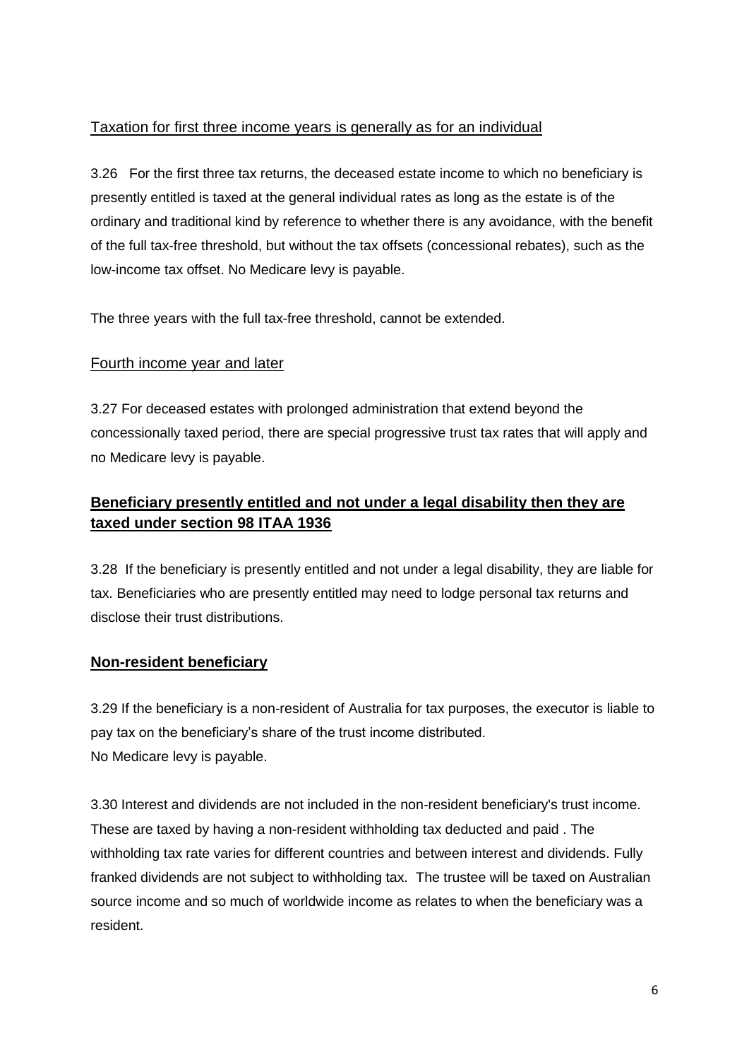Taxation for first three income years is generally as for an individual

3.26 For the first three tax returns, the deceased estate income to which no beneficiary is presently entitled is taxed at the general individual rates as long as the estate is of the ordinary and traditional kind by reference to whether there is any avoidance, with the benefit of the full tax-free threshold, but without the tax offsets (concessional rebates), such as the low-income tax offset. No Medicare levy is payable.

The three years with the full tax-free threshold, cannot be extended.

Fourth income year and later

3.27 For deceased estates with prolonged administration that extend beyond the concessionally taxed period, there are special progressive trust tax rates that will apply and no Medicare levy is payable.

## Beneficiary presently entitled and not under a legal disability then they are taxed under section 98 ITAA 1936

3.28 If the beneficiary is presently entitled and not under a legal disability, they are liable for tax. Beneficiaries who are presently entitled may need to lodge personal tax returns and disclose their trust distributions.

## Non-resident beneficiary

3.29 If the beneficiary is a non-resident of Australia for tax purposes, the executor is liable to pay tax on the beneficiary's share of the trust income distributed.
No Medicare levy is payable.

3.30 Interest and dividends are not included in the non-resident beneficiary's trust income. These are taxed by having a non-resident withholding tax deducted and paid . The withholding tax rate varies for different countries and between interest and dividends. Fully franked dividends are not subject to withholding tax. The trustee will be taxed on Australian source income and so much of worldwide income as relates to when the beneficiary was a resident.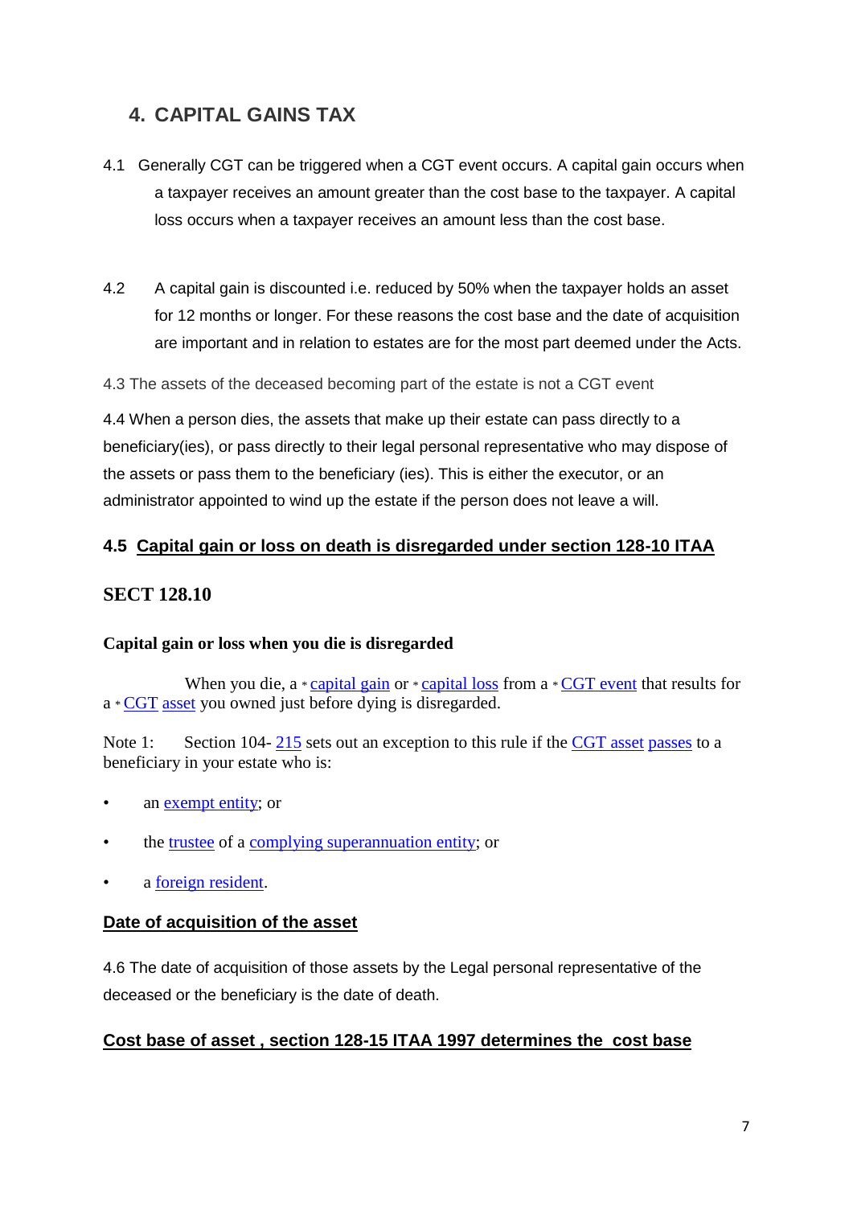## 4. CAPITAL GAINS TAX

4.1 Generally CGT can be triggered when a CGT event occurs. A capital gain occurs when a taxpayer receives an amount greater than the cost base to the taxpayer. A capital loss occurs when a taxpayer receives an amount less than the cost base.

4.2 A capital gain is discounted i.e. reduced by 50% when the taxpayer holds an asset for 12 months or longer. For these reasons the cost base and the date of acquisition are important and in relation to estates are for the most part deemed under the Acts.

4.3 The assets of the deceased becoming part of the estate is not a CGT event

4.4 When a person dies, the assets that make up their estate can pass directly to a beneficiary(ies), or pass directly to their legal personal representative who may dispose of the assets or pass them to the beneficiary (ies). This is either the executor, or an administrator appointed to wind up the estate if the person does not leave a will.

### 4.5 Capital gain or loss on death is disregarded under section 128-10 ITAA

### SECT 128.10

**Capital gain or loss when you die is disregarded**

When you die, a * capital gain or * capital loss from a * CGT event that results for a * CGT asset you owned just before dying is disregarded.

Note 1: Section 104- 215 sets out an exception to this rule if the CGT asset passes to a beneficiary in your estate who is:

- an exempt entity; or
- the trustee of a complying superannuation entity; or
- a foreign resident.

### Date of acquisition of the asset

4.6 The date of acquisition of those assets by the Legal personal representative of the deceased or the beneficiary is the date of death.

### Cost base of asset , section 128-15 ITAA 1997 determines the cost base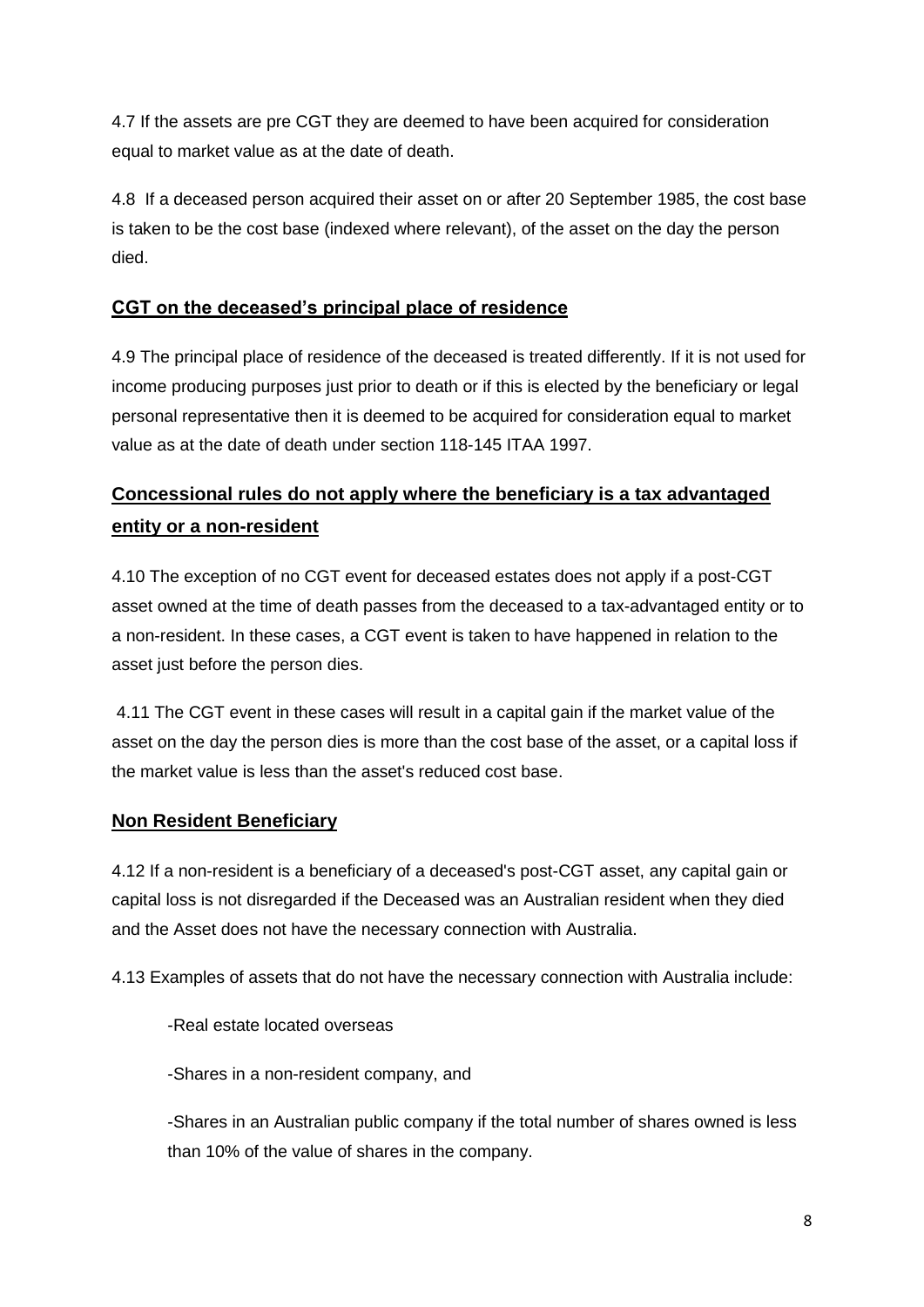4.7 If the assets are pre CGT they are deemed to have been acquired for consideration equal to market value as at the date of death.

4.8 If a deceased person acquired their asset on or after 20 September 1985, the cost base is taken to be the cost base (indexed where relevant), of the asset on the day the person died.

## CGT on the deceased's principal place of residence

4.9 The principal place of residence of the deceased is treated differently. If it is not used for income producing purposes just prior to death or if this is elected by the beneficiary or legal personal representative then it is deemed to be acquired for consideration equal to market value as at the date of death under section 118-145 ITAA 1997.

## Concessional rules do not apply where the beneficiary is a tax advantaged entity or a non-resident

4.10 The exception of no CGT event for deceased estates does not apply if a post-CGT asset owned at the time of death passes from the deceased to a tax-advantaged entity or to a non-resident. In these cases, a CGT event is taken to have happened in relation to the asset just before the person dies.

4.11 The CGT event in these cases will result in a capital gain if the market value of the asset on the day the person dies is more than the cost base of the asset, or a capital loss if the market value is less than the asset's reduced cost base.

## Non Resident Beneficiary

4.12 If a non-resident is a beneficiary of a deceased's post-CGT asset, any capital gain or capital loss is not disregarded if the Deceased was an Australian resident when they died and the Asset does not have the necessary connection with Australia.

4.13 Examples of assets that do not have the necessary connection with Australia include:

-Real estate located overseas

-Shares in a non-resident company, and

-Shares in an Australian public company if the total number of shares owned is less than 10% of the value of shares in the company.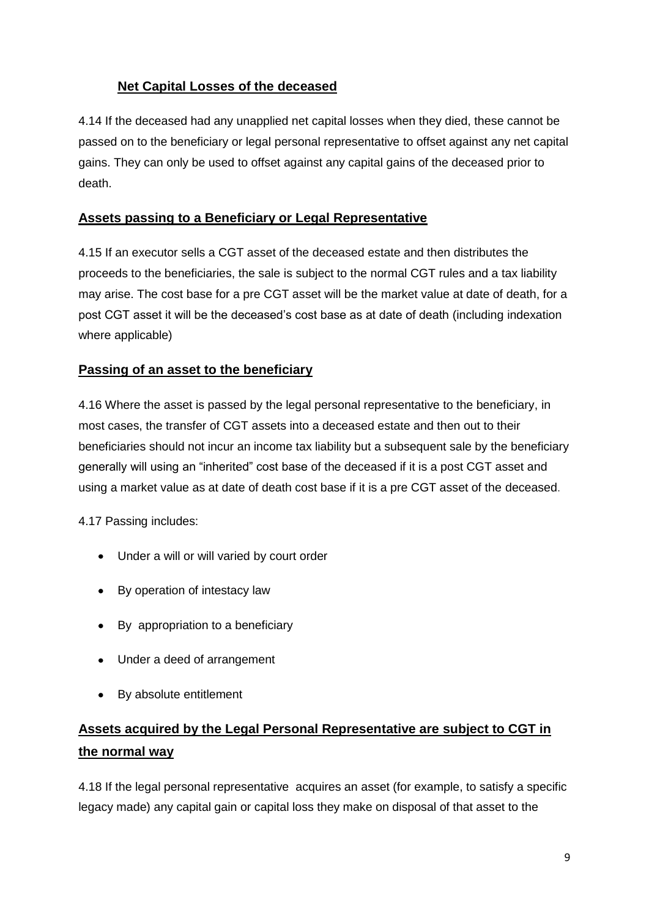### Net Capital Losses of the deceased

4.14 If the deceased had any unapplied net capital losses when they died, these cannot be passed on to the beneficiary or legal personal representative to offset against any net capital gains. They can only be used to offset against any capital gains of the deceased prior to death.

### Assets passing to a Beneficiary or Legal Representative

4.15 If an executor sells a CGT asset of the deceased estate and then distributes the proceeds to the beneficiaries, the sale is subject to the normal CGT rules and a tax liability may arise. The cost base for a pre CGT asset will be the market value at date of death, for a post CGT asset it will be the deceased's cost base as at date of death (including indexation where applicable)

### Passing of an asset to the beneficiary

4.16 Where the asset is passed by the legal personal representative to the beneficiary, in most cases, the transfer of CGT assets into a deceased estate and then out to their beneficiaries should not incur an income tax liability but a subsequent sale by the beneficiary generally will using an "inherited" cost base of the deceased if it is a post CGT asset and using a market value as at date of death cost base if it is a pre CGT asset of the deceased.

4.17 Passing includes:

- Under a will or will varied by court order
- By operation of intestacy law
- By appropriation to a beneficiary
- Under a deed of arrangement
- By absolute entitlement

### Assets acquired by the Legal Personal Representative are subject to CGT in the normal way

4.18 If the legal personal representative acquires an asset (for example, to satisfy a specific legacy made) any capital gain or capital loss they make on disposal of that asset to the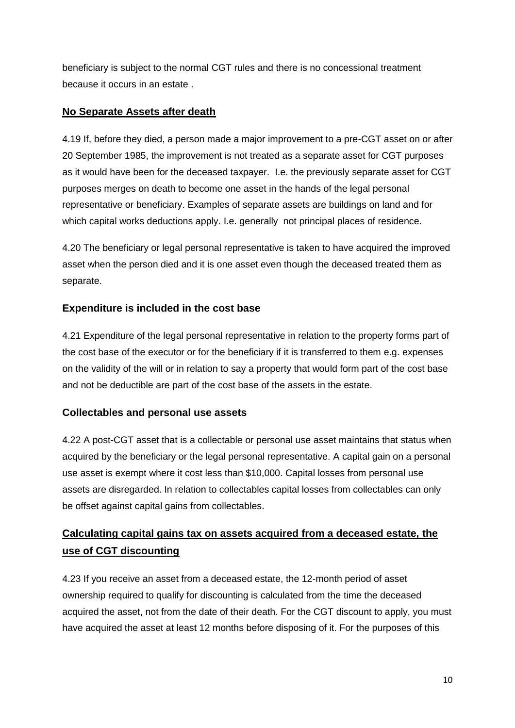beneficiary is subject to the normal CGT rules and there is no concessional treatment because it occurs in an estate .

## **No Separate Assets after death**

4.19 If, before they died, a person made a major improvement to a pre-CGT asset on or after 20 September 1985, the improvement is not treated as a separate asset for CGT purposes as it would have been for the deceased taxpayer. I.e. the previously separate asset for CGT purposes merges on death to become one asset in the hands of the legal personal representative or beneficiary. Examples of separate assets are buildings on land and for which capital works deductions apply. I.e. generally not principal places of residence.

4.20 The beneficiary or legal personal representative is taken to have acquired the improved asset when the person died and it is one asset even though the deceased treated them as separate.

## Expenditure is included in the cost base

4.21 Expenditure of the legal personal representative in relation to the property forms part of the cost base of the executor or for the beneficiary if it is transferred to them e.g. expenses on the validity of the will or in relation to say a property that would form part of the cost base and not be deductible are part of the cost base of the assets in the estate.

## Collectables and personal use assets

4.22 A post-CGT asset that is a collectable or personal use asset maintains that status when acquired by the beneficiary or the legal personal representative. A capital gain on a personal use asset is exempt where it cost less than $10,000. Capital losses from personal use assets are disregarded. In relation to collectables capital losses from collectables can only be offset against capital gains from collectables.

## **Calculating capital gains tax on assets acquired from a deceased estate, the use of CGT discounting**

4.23 If you receive an asset from a deceased estate, the 12-month period of asset ownership required to qualify for discounting is calculated from the time the deceased acquired the asset, not from the date of their death. For the CGT discount to apply, you must have acquired the asset at least 12 months before disposing of it. For the purposes of this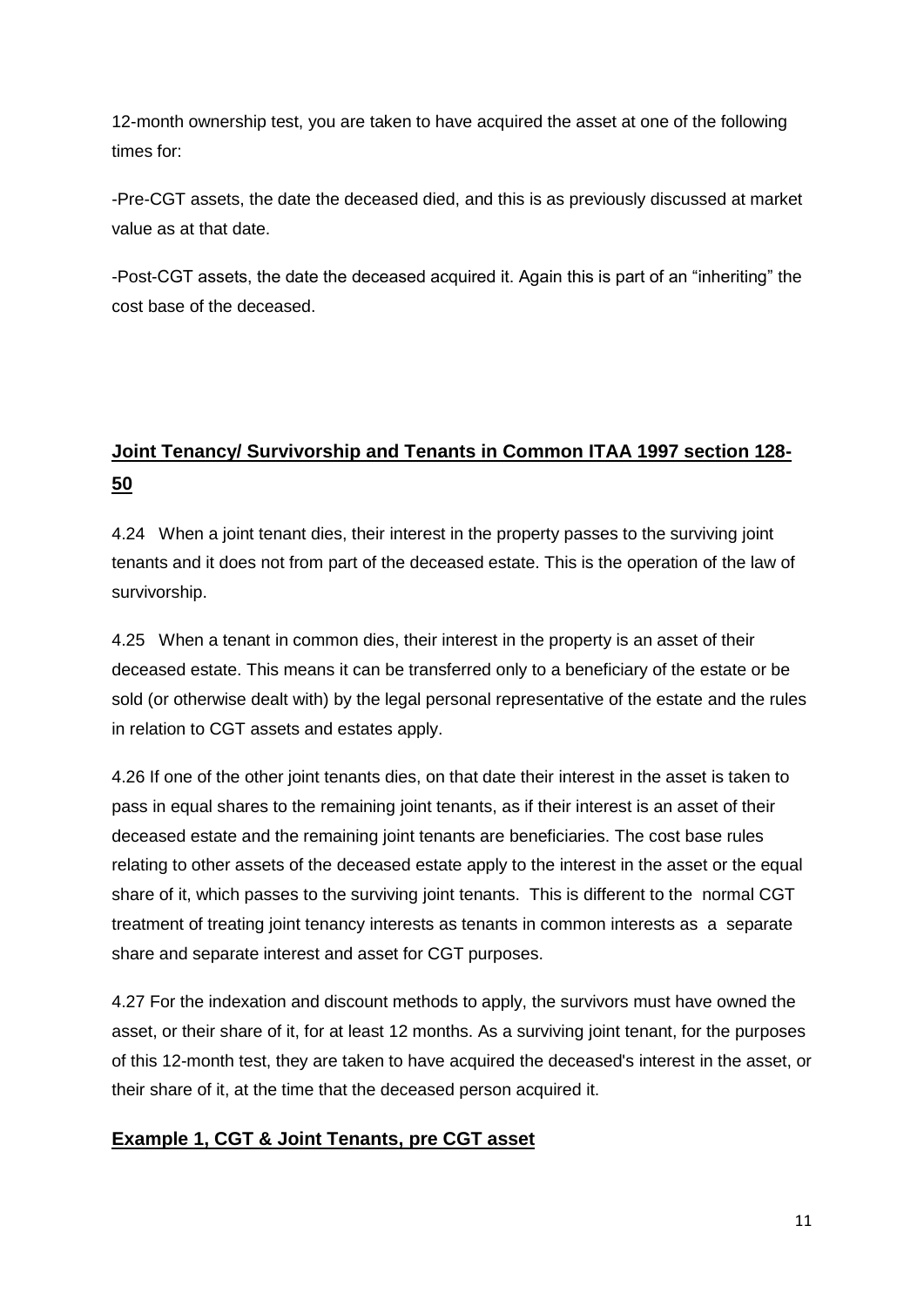12-month ownership test, you are taken to have acquired the asset at one of the following times for:

-Pre-CGT assets, the date the deceased died, and this is as previously discussed at market value as at that date.

-Post-CGT assets, the date the deceased acquired it. Again this is part of an "inheriting" the cost base of the deceased.

## **Joint Tenancy/ Survivorship and Tenants in Common ITAA 1997 section 128-50**

4.24 When a joint tenant dies, their interest in the property passes to the surviving joint tenants and it does not from part of the deceased estate. This is the operation of the law of survivorship.

4.25 When a tenant in common dies, their interest in the property is an asset of their deceased estate. This means it can be transferred only to a beneficiary of the estate or be sold (or otherwise dealt with) by the legal personal representative of the estate and the rules in relation to CGT assets and estates apply.

4.26 If one of the other joint tenants dies, on that date their interest in the asset is taken to pass in equal shares to the remaining joint tenants, as if their interest is an asset of their deceased estate and the remaining joint tenants are beneficiaries. The cost base rules relating to other assets of the deceased estate apply to the interest in the asset or the equal share of it, which passes to the surviving joint tenants. This is different to the normal CGT treatment of treating joint tenancy interests as tenants in common interests as a separate share and separate interest and asset for CGT purposes.

4.27 For the indexation and discount methods to apply, the survivors must have owned the asset, or their share of it, for at least 12 months. As a surviving joint tenant, for the purposes of this 12-month test, they are taken to have acquired the deceased's interest in the asset, or their share of it, at the time that the deceased person acquired it.

### **Example 1, CGT & Joint Tenants, pre CGT asset**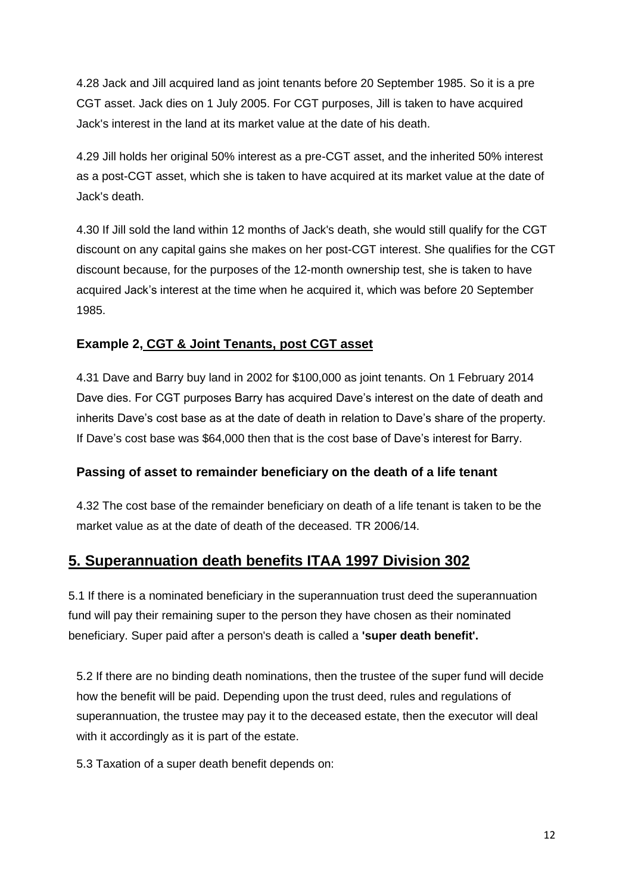4.28 Jack and Jill acquired land as joint tenants before 20 September 1985. So it is a pre CGT asset. Jack dies on 1 July 2005. For CGT purposes, Jill is taken to have acquired Jack's interest in the land at its market value at the date of his death.

4.29 Jill holds her original 50% interest as a pre-CGT asset, and the inherited 50% interest as a post-CGT asset, which she is taken to have acquired at its market value at the date of Jack's death.

4.30 If Jill sold the land within 12 months of Jack's death, she would still qualify for the CGT discount on any capital gains she makes on her post-CGT interest. She qualifies for the CGT discount because, for the purposes of the 12-month ownership test, she is taken to have acquired Jack's interest at the time when he acquired it, which was before 20 September 1985.

### Example 2, CGT & Joint Tenants, post CGT asset

4.31 Dave and Barry buy land in 2002 for $100,000 as joint tenants. On 1 February 2014 Dave dies. For CGT purposes Barry has acquired Dave's interest on the date of death and inherits Dave's cost base as at the date of death in relation to Dave's share of the property. If Dave's cost base was $64,000 then that is the cost base of Dave's interest for Barry.

### Passing of asset to remainder beneficiary on the death of a life tenant

4.32 The cost base of the remainder beneficiary on death of a life tenant is taken to be the market value as at the date of death of the deceased. TR 2006/14.

## 5. Superannuation death benefits ITAA 1997 Division 302

5.1 If there is a nominated beneficiary in the superannuation trust deed the superannuation fund will pay their remaining super to the person they have chosen as their nominated beneficiary. Super paid after a person's death is called a **'super death benefit'.**

5.2 If there are no binding death nominations, then the trustee of the super fund will decide how the benefit will be paid. Depending upon the trust deed, rules and regulations of superannuation, the trustee may pay it to the deceased estate, then the executor will deal with it accordingly as it is part of the estate.

5.3 Taxation of a super death benefit depends on: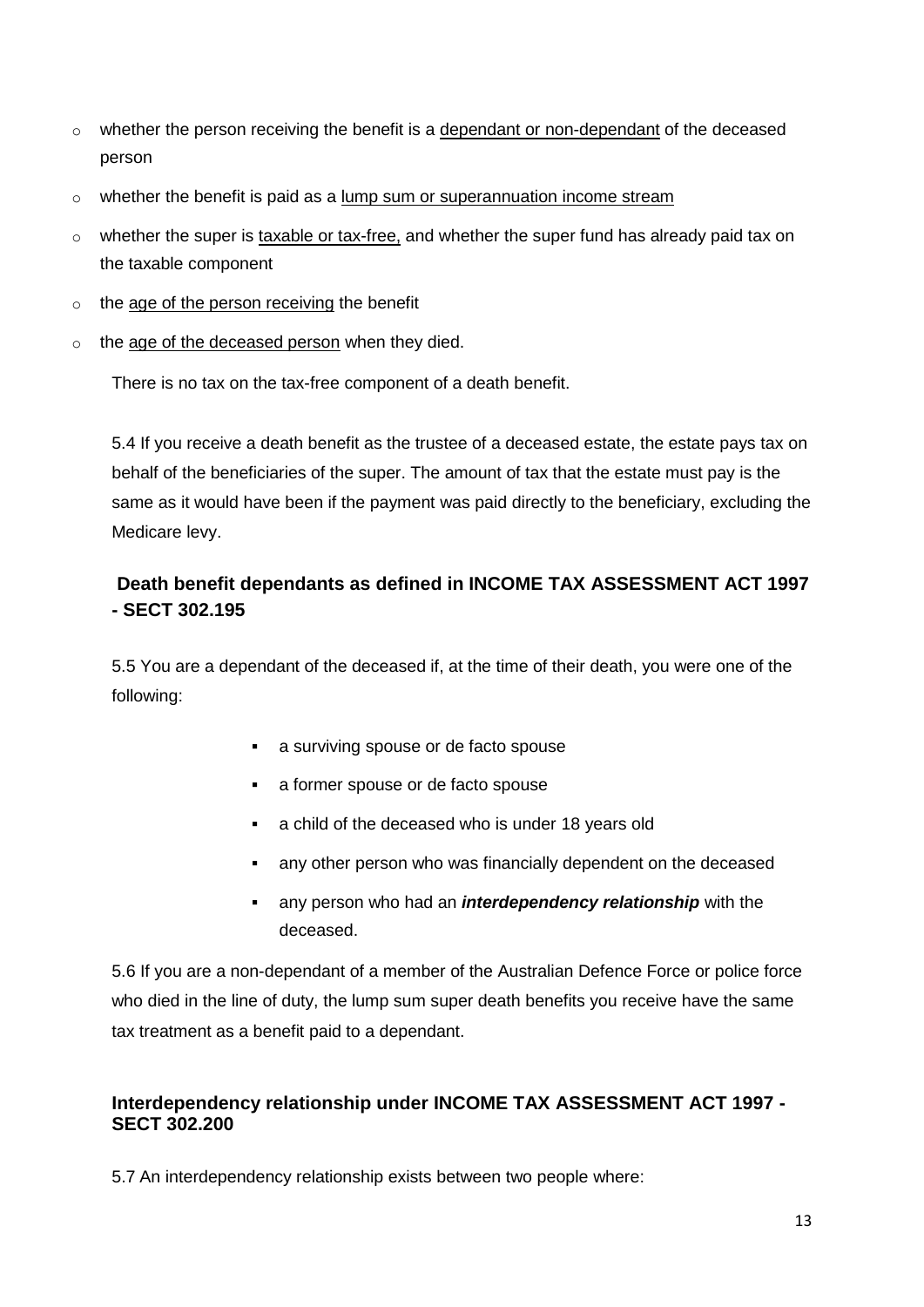- whether the person receiving the benefit is a dependant or non-dependant of the deceased person
- whether the benefit is paid as a lump sum or superannuation income stream
- whether the super is taxable or tax-free, and whether the super fund has already paid tax on the taxable component
- the age of the person receiving the benefit
- the age of the deceased person when they died.

There is no tax on the tax-free component of a death benefit.

5.4 If you receive a death benefit as the trustee of a deceased estate, the estate pays tax on behalf of the beneficiaries of the super. The amount of tax that the estate must pay is the same as it would have been if the payment was paid directly to the beneficiary, excluding the Medicare levy.

## Death benefit dependants as defined in INCOME TAX ASSESSMENT ACT 1997 - SECT 302.195

5.5 You are a dependant of the deceased if, at the time of their death, you were one of the following:

- a surviving spouse or de facto spouse
- a former spouse or de facto spouse
- a child of the deceased who is under 18 years old
- any other person who was financially dependent on the deceased
- any person who had an ***interdependency relationship*** with the deceased.

5.6 If you are a non-dependant of a member of the Australian Defence Force or police force who died in the line of duty, the lump sum super death benefits you receive have the same tax treatment as a benefit paid to a dependant.

## Interdependency relationship under INCOME TAX ASSESSMENT ACT 1997 - SECT 302.200

5.7 An interdependency relationship exists between two people where: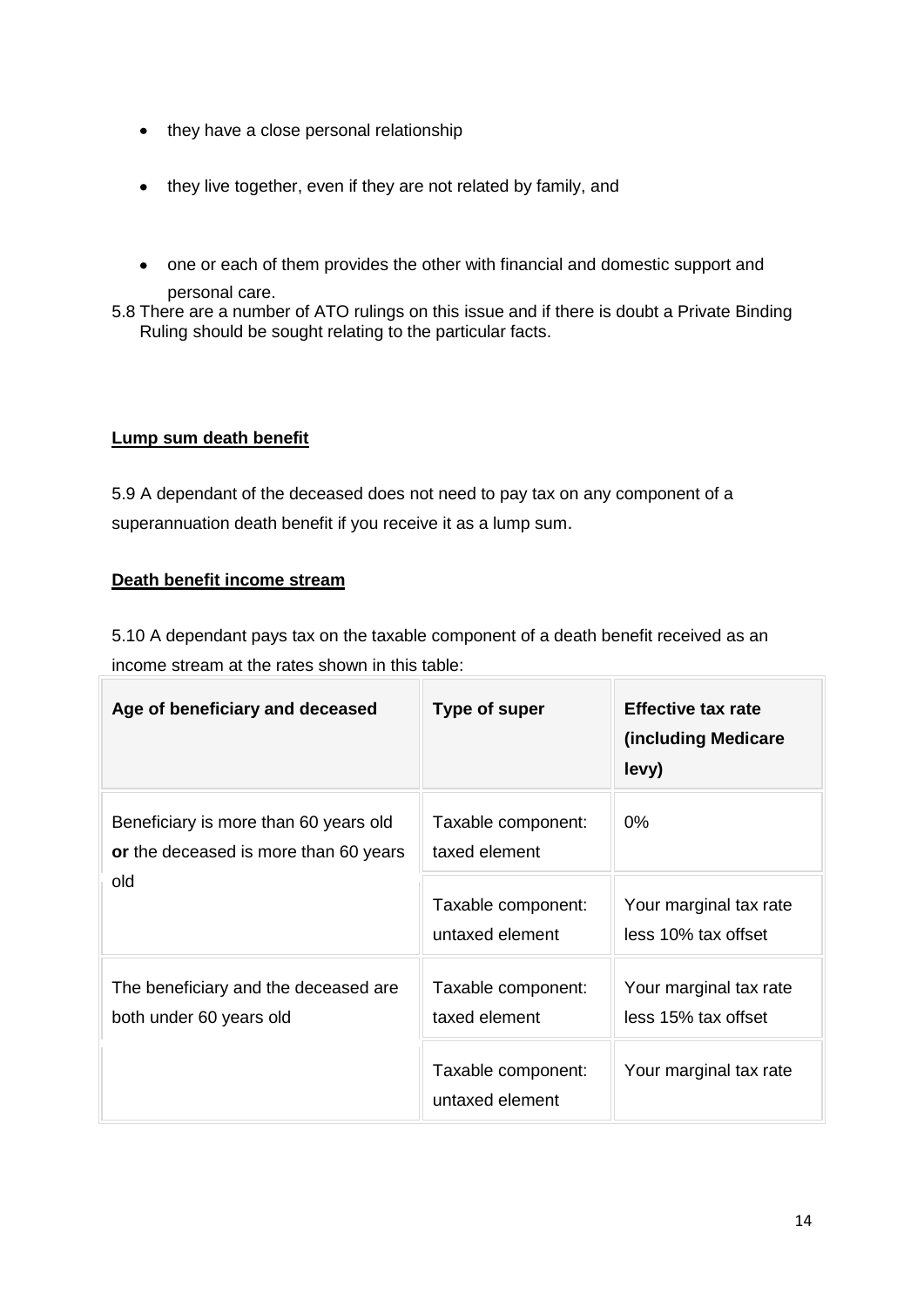- they have a close personal relationship
- they live together, even if they are not related by family, and
- one or each of them provides the other with financial and domestic support and personal care.

5.8 There are a number of ATO rulings on this issue and if there is doubt a Private Binding Ruling should be sought relating to the particular facts.

**Lump sum death benefit**

5.9 A dependant of the deceased does not need to pay tax on any component of a superannuation death benefit if you receive it as a lump sum.

**Death benefit income stream**

5.10 A dependant pays tax on the taxable component of a death benefit received as an income stream at the rates shown in this table:

| Age of beneficiary and deceased | Type of super | Effective tax rate (including Medicare levy) |
|---|---|---|
| Beneficiary is more than 60 years old **or** the deceased is more than 60 years old | Taxable component: taxed element | 0% |
| | Taxable component: untaxed element | Your marginal tax rate less 10% tax offset |
| The beneficiary and the deceased are both under 60 years old | Taxable component: taxed element | Your marginal tax rate less 15% tax offset |
| | Taxable component: untaxed element | Your marginal tax rate |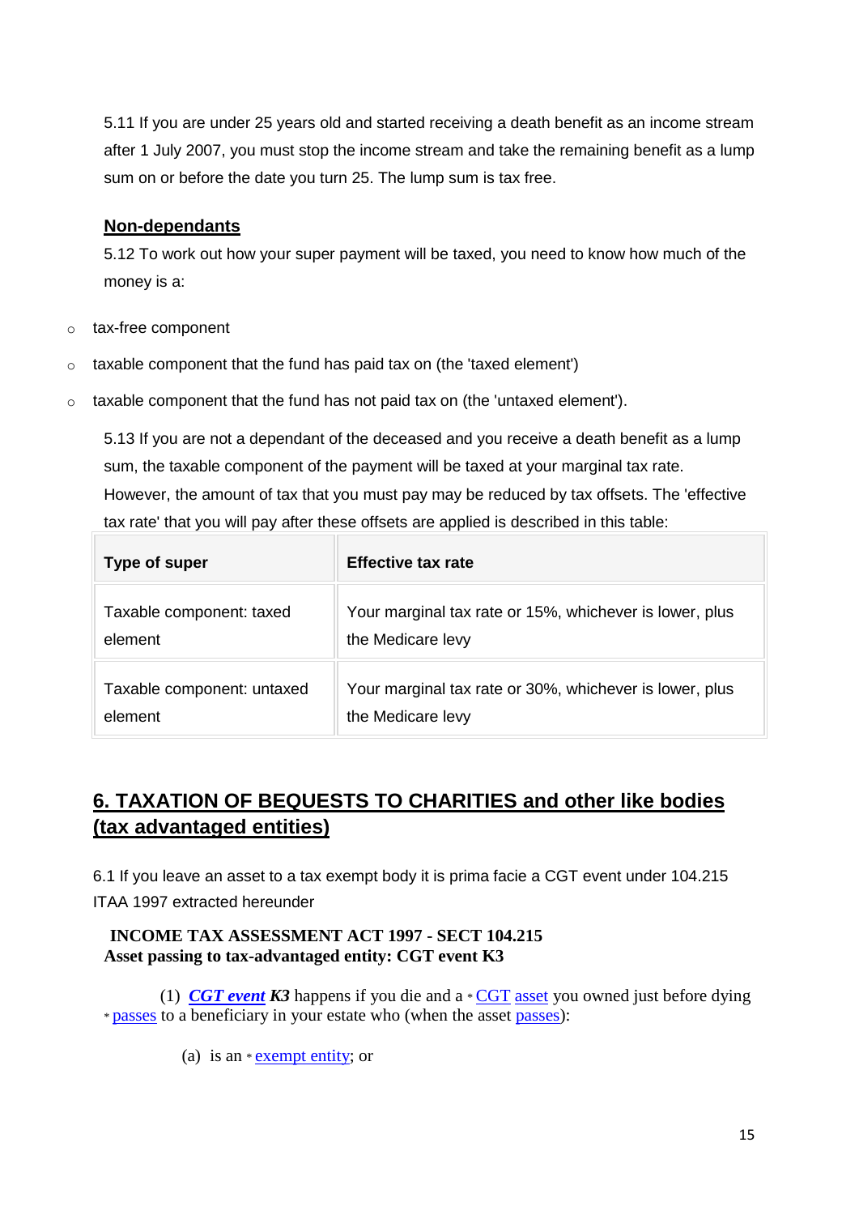5.11 If you are under 25 years old and started receiving a death benefit as an income stream after 1 July 2007, you must stop the income stream and take the remaining benefit as a lump sum on or before the date you turn 25. The lump sum is tax free.

**Non-dependants**

5.12 To work out how your super payment will be taxed, you need to know how much of the money is a:

- tax-free component
- taxable component that the fund has paid tax on (the 'taxed element')
- taxable component that the fund has not paid tax on (the 'untaxed element').

5.13 If you are not a dependant of the deceased and you receive a death benefit as a lump sum, the taxable component of the payment will be taxed at your marginal tax rate. However, the amount of tax that you must pay may be reduced by tax offsets. The 'effective tax rate' that you will pay after these offsets are applied is described in this table:

| Type of super | Effective tax rate |
|---|---|
| Taxable component: taxed element | Your marginal tax rate or 15%, whichever is lower, plus the Medicare levy |
| Taxable component: untaxed element | Your marginal tax rate or 30%, whichever is lower, plus the Medicare levy |

## 6. TAXATION OF BEQUESTS TO CHARITIES and other like bodies (tax advantaged entities)

6.1 If you leave an asset to a tax exempt body it is prima facie a CGT event under 104.215 ITAA 1997 extracted hereunder

**INCOME TAX ASSESSMENT ACT 1997 - SECT 104.215**
**Asset passing to tax-advantaged entity: CGT event K3**

(1) ***CGT event K3*** happens if you die and a * CGT asset you owned just before dying * passes to a beneficiary in your estate who (when the asset passes):

(a) is an * exempt entity; or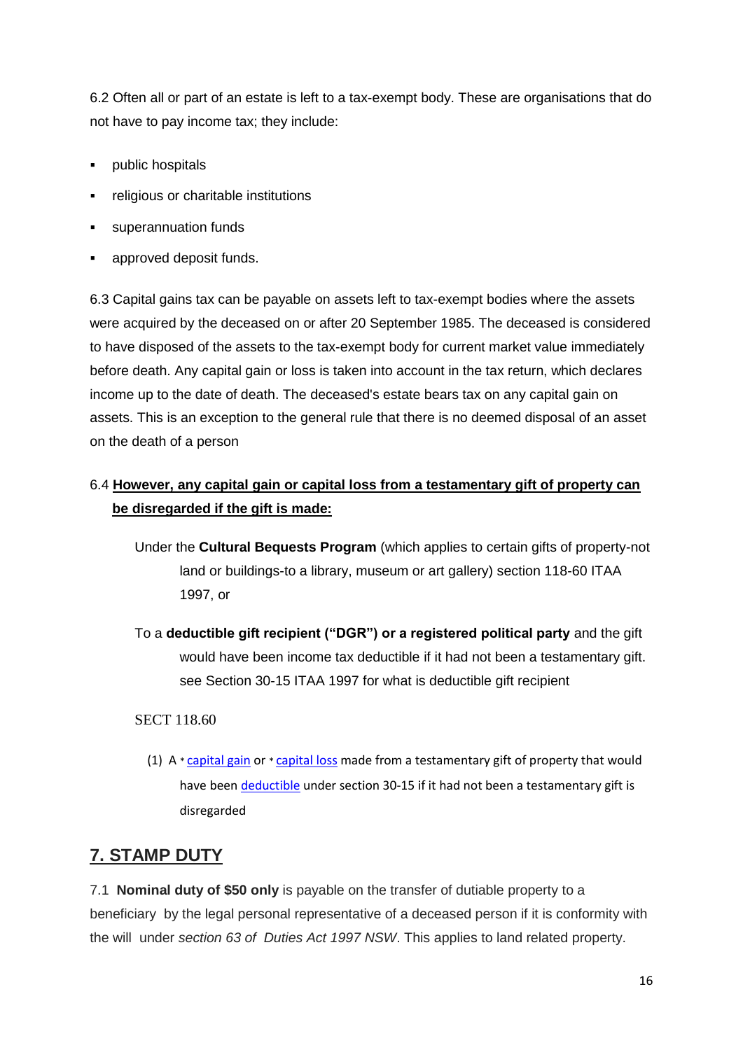6.2 Often all or part of an estate is left to a tax-exempt body. These are organisations that do not have to pay income tax; they include:

- public hospitals
- religious or charitable institutions
- superannuation funds
- approved deposit funds.

6.3 Capital gains tax can be payable on assets left to tax-exempt bodies where the assets were acquired by the deceased on or after 20 September 1985. The deceased is considered to have disposed of the assets to the tax-exempt body for current market value immediately before death. Any capital gain or loss is taken into account in the tax return, which declares income up to the date of death. The deceased's estate bears tax on any capital gain on assets. This is an exception to the general rule that there is no deemed disposal of an asset on the death of a person

6.4 **<u>However, any capital gain or capital loss from a testamentary gift of property can be disregarded if the gift is made:</u>**

Under the **Cultural Bequests Program** (which applies to certain gifts of property-not land or buildings-to a library, museum or art gallery) section 118-60 ITAA 1997, or

To a **deductible gift recipient ("DGR") or a registered political party** and the gift would have been income tax deductible if it had not been a testamentary gift. see Section 30-15 ITAA 1997 for what is deductible gift recipient

SECT 118.60

(1) A * capital gain or * capital loss made from a testamentary gift of property that would have been deductible under section 30-15 if it had not been a testamentary gift is disregarded

## 7. STAMP DUTY

7.1 **Nominal duty of $50 only** is payable on the transfer of dutiable property to a beneficiary by the legal personal representative of a deceased person if it is conformity with the will under *section 63 of Duties Act 1997 NSW*. This applies to land related property.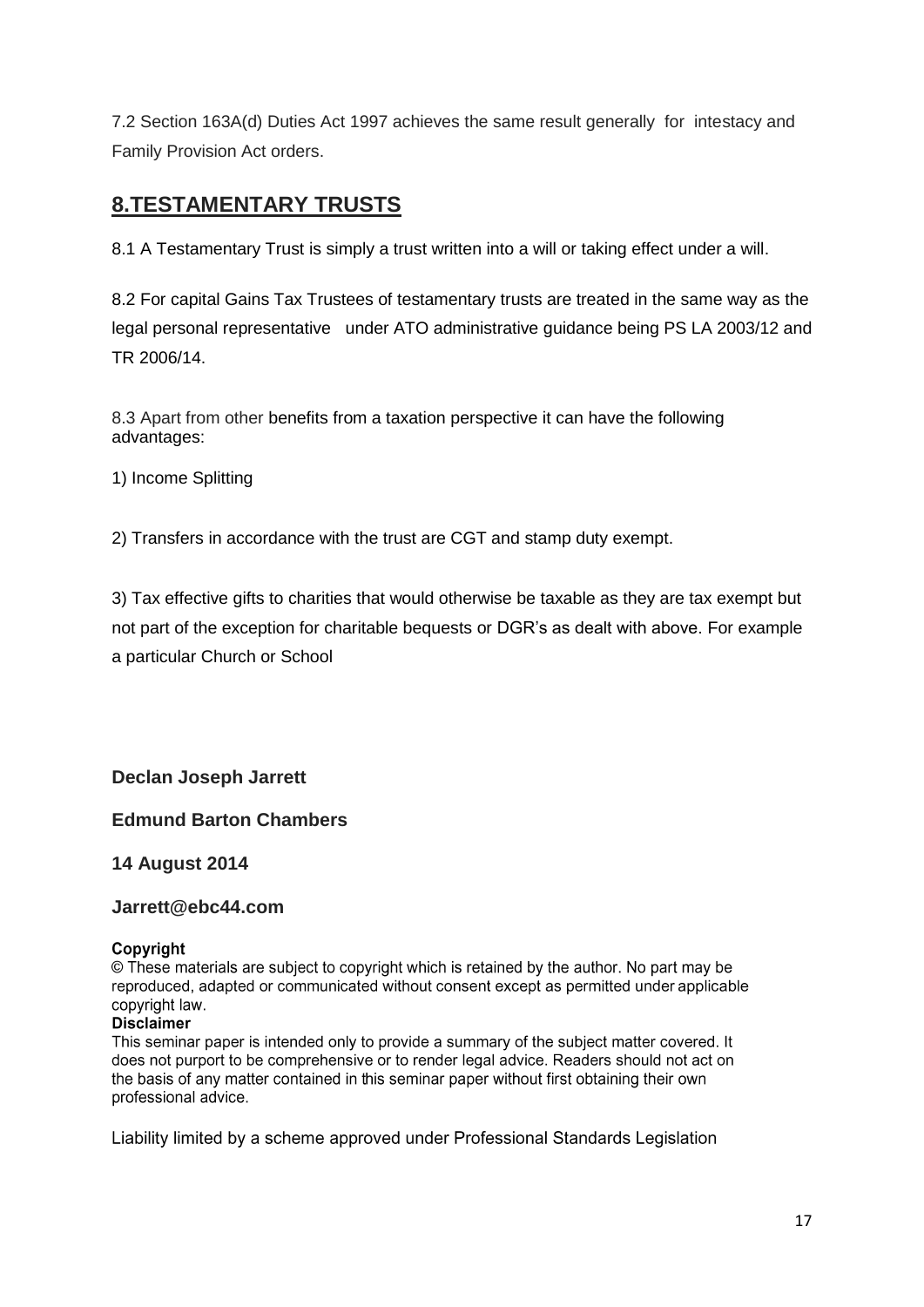7.2 Section 163A(d) Duties Act 1997 achieves the same result generally for intestacy and Family Provision Act orders.

## 8.TESTAMENTARY TRUSTS

8.1 A Testamentary Trust is simply a trust written into a will or taking effect under a will.

8.2 For capital Gains Tax Trustees of testamentary trusts are treated in the same way as the legal personal representative under ATO administrative guidance being PS LA 2003/12 and TR 2006/14.

8.3 Apart from other benefits from a taxation perspective it can have the following advantages:

1) Income Splitting

2) Transfers in accordance with the trust are CGT and stamp duty exempt.

3) Tax effective gifts to charities that would otherwise be taxable as they are tax exempt but not part of the exception for charitable bequests or DGR's as dealt with above. For example a particular Church or School

**Declan Joseph Jarrett**

**Edmund Barton Chambers**

**14 August 2014**

**Jarrett@ebc44.com**

**Copyright**
© These materials are subject to copyright which is retained by the author. No part may be reproduced, adapted or communicated without consent except as permitted under applicable copyright law.

**Disclaimer**
This seminar paper is intended only to provide a summary of the subject matter covered. It does not purport to be comprehensive or to render legal advice. Readers should not act on the basis of any matter contained in this seminar paper without first obtaining their own professional advice.

Liability limited by a scheme approved under Professional Standards Legislation